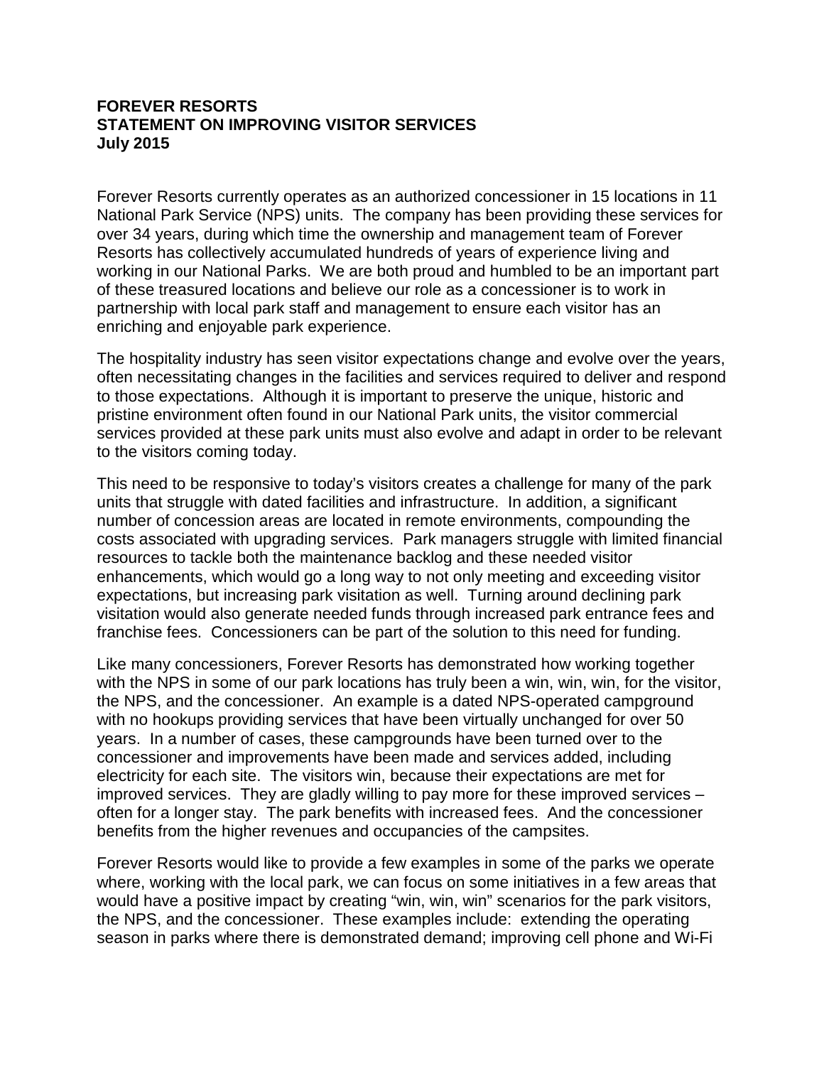**FOREVER RESORTS**
**STATEMENT ON IMPROVING VISITOR SERVICES**
**July 2015**

Forever Resorts currently operates as an authorized concessioner in 15 locations in 11 National Park Service (NPS) units. The company has been providing these services for over 34 years, during which time the ownership and management team of Forever Resorts has collectively accumulated hundreds of years of experience living and working in our National Parks. We are both proud and humbled to be an important part of these treasured locations and believe our role as a concessioner is to work in partnership with local park staff and management to ensure each visitor has an enriching and enjoyable park experience.

The hospitality industry has seen visitor expectations change and evolve over the years, often necessitating changes in the facilities and services required to deliver and respond to those expectations. Although it is important to preserve the unique, historic and pristine environment often found in our National Park units, the visitor commercial services provided at these park units must also evolve and adapt in order to be relevant to the visitors coming today.

This need to be responsive to today's visitors creates a challenge for many of the park units that struggle with dated facilities and infrastructure. In addition, a significant number of concession areas are located in remote environments, compounding the costs associated with upgrading services. Park managers struggle with limited financial resources to tackle both the maintenance backlog and these needed visitor enhancements, which would go a long way to not only meeting and exceeding visitor expectations, but increasing park visitation as well. Turning around declining park visitation would also generate needed funds through increased park entrance fees and franchise fees. Concessioners can be part of the solution to this need for funding.

Like many concessioners, Forever Resorts has demonstrated how working together with the NPS in some of our park locations has truly been a win, win, win, for the visitor, the NPS, and the concessioner. An example is a dated NPS-operated campground with no hookups providing services that have been virtually unchanged for over 50 years. In a number of cases, these campgrounds have been turned over to the concessioner and improvements have been made and services added, including electricity for each site. The visitors win, because their expectations are met for improved services. They are gladly willing to pay more for these improved services – often for a longer stay. The park benefits with increased fees. And the concessioner benefits from the higher revenues and occupancies of the campsites.

Forever Resorts would like to provide a few examples in some of the parks we operate where, working with the local park, we can focus on some initiatives in a few areas that would have a positive impact by creating "win, win, win" scenarios for the park visitors, the NPS, and the concessioner. These examples include: extending the operating season in parks where there is demonstrated demand; improving cell phone and Wi-Fi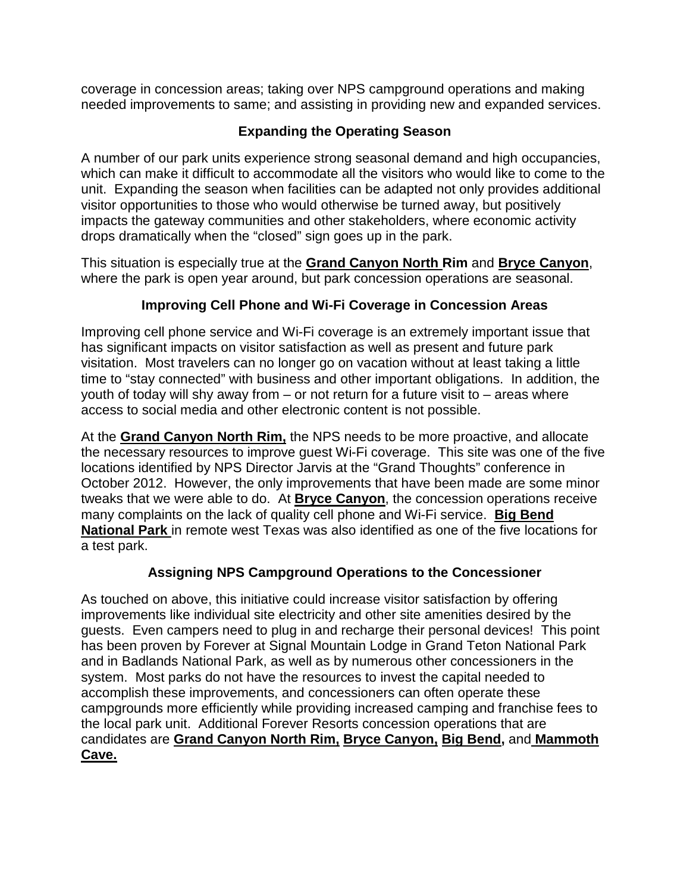coverage in concession areas; taking over NPS campground operations and making needed improvements to same; and assisting in providing new and expanded services.

### Expanding the Operating Season

A number of our park units experience strong seasonal demand and high occupancies, which can make it difficult to accommodate all the visitors who would like to come to the unit. Expanding the season when facilities can be adapted not only provides additional visitor opportunities to those who would otherwise be turned away, but positively impacts the gateway communities and other stakeholders, where economic activity drops dramatically when the "closed" sign goes up in the park.

This situation is especially true at the **Grand Canyon North Rim** and **Bryce Canyon**, where the park is open year around, but park concession operations are seasonal.

### Improving Cell Phone and Wi-Fi Coverage in Concession Areas

Improving cell phone service and Wi-Fi coverage is an extremely important issue that has significant impacts on visitor satisfaction as well as present and future park visitation. Most travelers can no longer go on vacation without at least taking a little time to "stay connected" with business and other important obligations. In addition, the youth of today will shy away from – or not return for a future visit to – areas where access to social media and other electronic content is not possible.

At the **Grand Canyon North Rim,** the NPS needs to be more proactive, and allocate the necessary resources to improve guest Wi-Fi coverage. This site was one of the five locations identified by NPS Director Jarvis at the "Grand Thoughts" conference in October 2012. However, the only improvements that have been made are some minor tweaks that we were able to do. At **Bryce Canyon**, the concession operations receive many complaints on the lack of quality cell phone and Wi-Fi service. **Big Bend National Park** in remote west Texas was also identified as one of the five locations for a test park.

### Assigning NPS Campground Operations to the Concessioner

As touched on above, this initiative could increase visitor satisfaction by offering improvements like individual site electricity and other site amenities desired by the guests. Even campers need to plug in and recharge their personal devices! This point has been proven by Forever at Signal Mountain Lodge in Grand Teton National Park and in Badlands National Park, as well as by numerous other concessioners in the system. Most parks do not have the resources to invest the capital needed to accomplish these improvements, and concessioners can often operate these campgrounds more efficiently while providing increased camping and franchise fees to the local park unit. Additional Forever Resorts concession operations that are candidates are **Grand Canyon North Rim, Bryce Canyon, Big Bend,** and **Mammoth Cave.**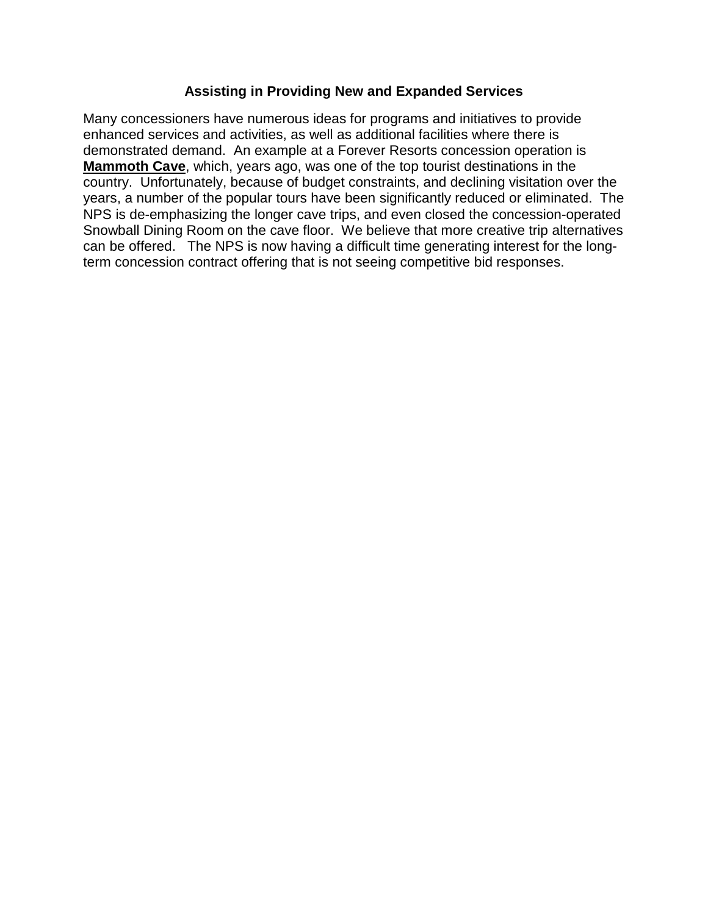### Assisting in Providing New and Expanded Services

Many concessioners have numerous ideas for programs and initiatives to provide enhanced services and activities, as well as additional facilities where there is demonstrated demand. An example at a Forever Resorts concession operation is **Mammoth Cave**, which, years ago, was one of the top tourist destinations in the country. Unfortunately, because of budget constraints, and declining visitation over the years, a number of the popular tours have been significantly reduced or eliminated. The NPS is de-emphasizing the longer cave trips, and even closed the concession-operated Snowball Dining Room on the cave floor. We believe that more creative trip alternatives can be offered. The NPS is now having a difficult time generating interest for the long-term concession contract offering that is not seeing competitive bid responses.